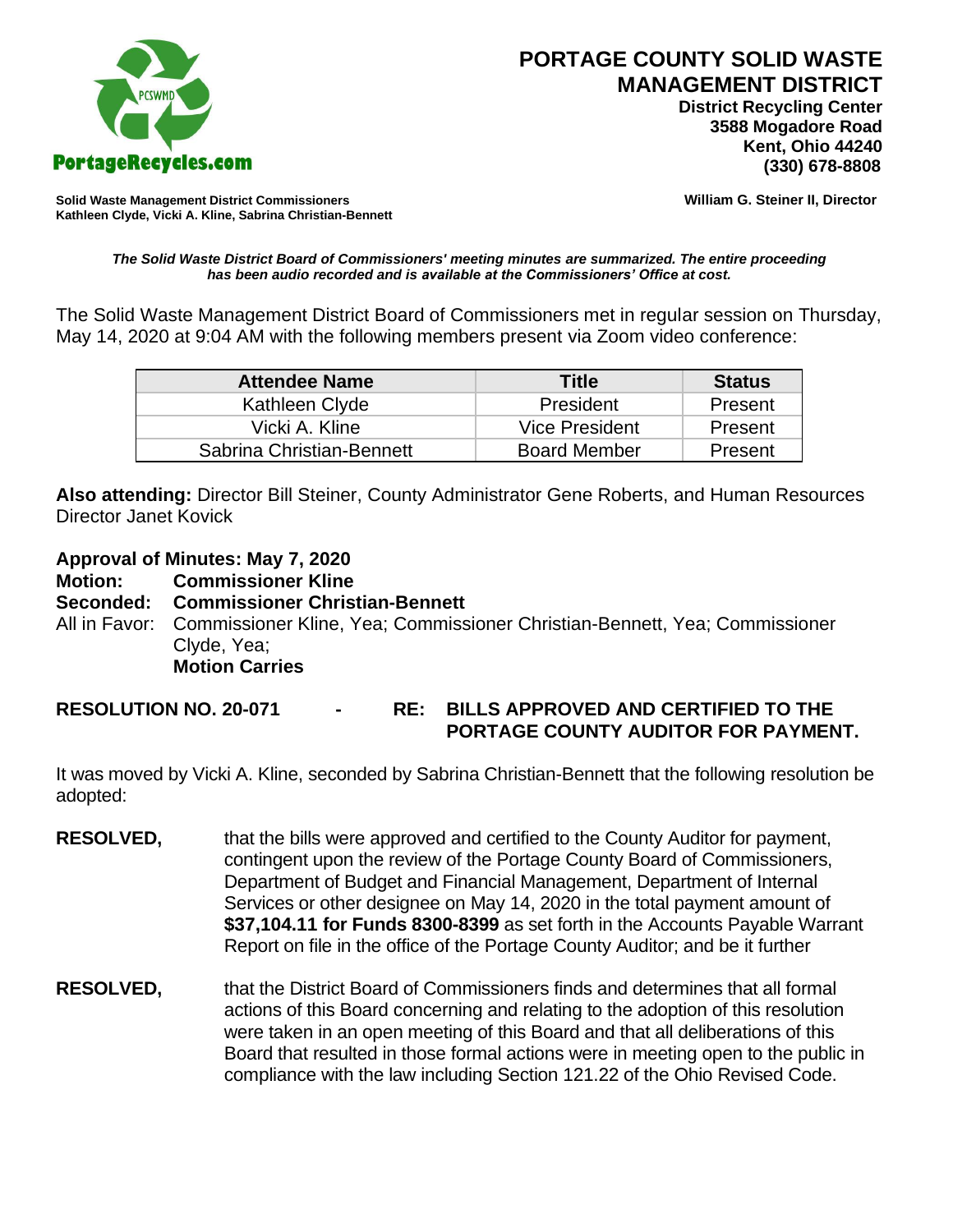# PORTAGE COUNTY SOLID WASTE MANAGEMENT DISTRICT

**District Recycling Center**
**3588 Mogadore Road**
**Kent, Ohio 44240**
**(330) 678-8808**

PortageRecycles.com

**Solid Waste Management District Commissioners**
**Kathleen Clyde, Vicki A. Kline, Sabrina Christian-Bennett**

**William G. Steiner II, Director**

***The Solid Waste District Board of Commissioners' meeting minutes are summarized. The entire proceeding has been audio recorded and is available at the Commissioners' Office at cost.***

The Solid Waste Management District Board of Commissioners met in regular session on Thursday, May 14, 2020 at 9:04 AM with the following members present via Zoom video conference:

| Attendee Name | Title | Status |
|---|---|---|
| Kathleen Clyde | President | Present |
| Vicki A. Kline | Vice President | Present |
| Sabrina Christian-Bennett | Board Member | Present |

**Also attending:** Director Bill Steiner, County Administrator Gene Roberts, and Human Resources Director Janet Kovick

**Approval of Minutes: May 7, 2020**
**Motion: Commissioner Kline**
**Seconded: Commissioner Christian-Bennett**
All in Favor: Commissioner Kline, Yea; Commissioner Christian-Bennett, Yea; Commissioner Clyde, Yea;
**Motion Carries**

**RESOLUTION NO. 20-071 - RE: BILLS APPROVED AND CERTIFIED TO THE PORTAGE COUNTY AUDITOR FOR PAYMENT.**

It was moved by Vicki A. Kline, seconded by Sabrina Christian-Bennett that the following resolution be adopted:

**RESOLVED,** that the bills were approved and certified to the County Auditor for payment, contingent upon the review of the Portage County Board of Commissioners, Department of Budget and Financial Management, Department of Internal Services or other designee on May 14, 2020 in the total payment amount of **$37,104.11 for Funds 8300-8399** as set forth in the Accounts Payable Warrant Report on file in the office of the Portage County Auditor; and be it further

**RESOLVED,** that the District Board of Commissioners finds and determines that all formal actions of this Board concerning and relating to the adoption of this resolution were taken in an open meeting of this Board and that all deliberations of this Board that resulted in those formal actions were in meeting open to the public in compliance with the law including Section 121.22 of the Ohio Revised Code.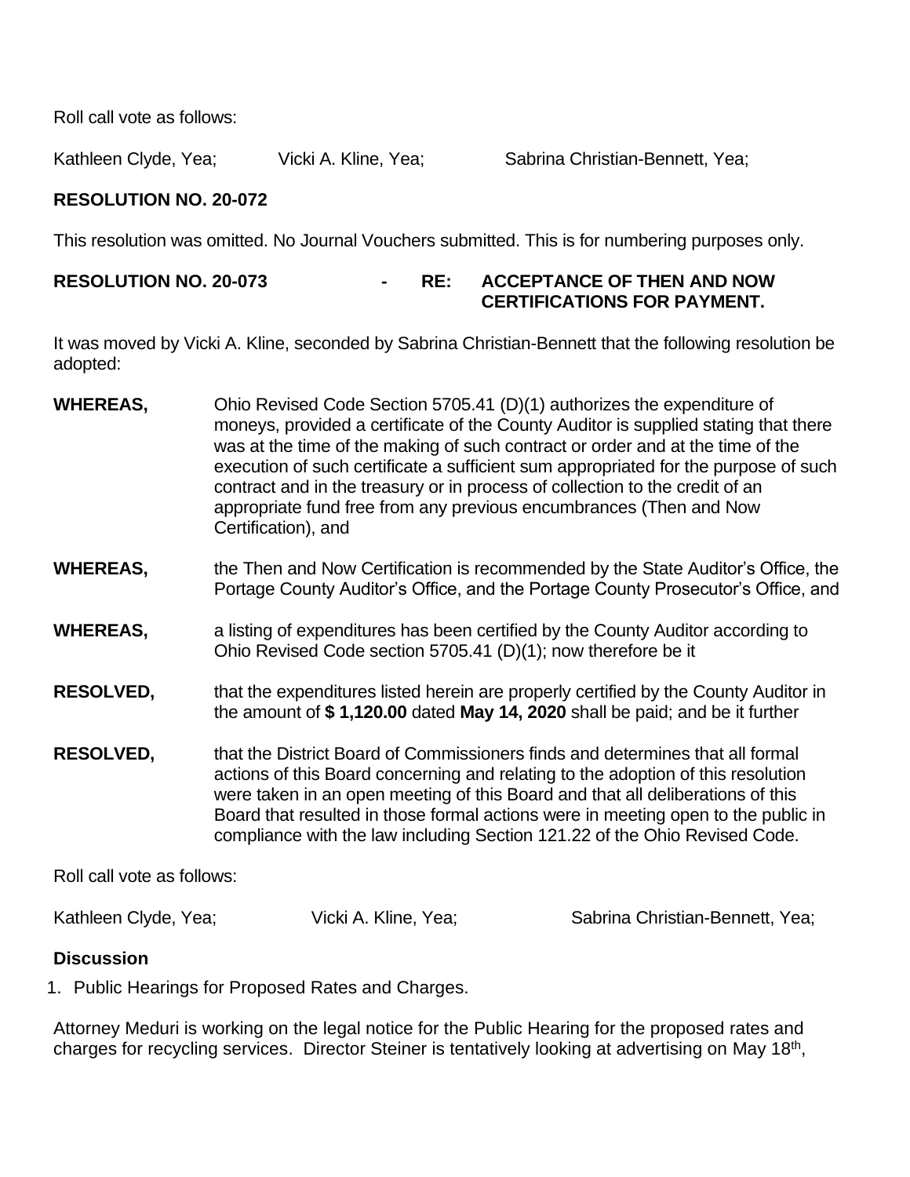Roll call vote as follows:

Kathleen Clyde, Yea; Vicki A. Kline, Yea; Sabrina Christian-Bennett, Yea;

**RESOLUTION NO. 20-072**

This resolution was omitted. No Journal Vouchers submitted. This is for numbering purposes only.

**RESOLUTION NO. 20-073 - RE: ACCEPTANCE OF THEN AND NOW CERTIFICATIONS FOR PAYMENT.**

It was moved by Vicki A. Kline, seconded by Sabrina Christian-Bennett that the following resolution be adopted:

**WHEREAS,** Ohio Revised Code Section 5705.41 (D)(1) authorizes the expenditure of moneys, provided a certificate of the County Auditor is supplied stating that there was at the time of the making of such contract or order and at the time of the execution of such certificate a sufficient sum appropriated for the purpose of such contract and in the treasury or in process of collection to the credit of an appropriate fund free from any previous encumbrances (Then and Now Certification), and

**WHEREAS,** the Then and Now Certification is recommended by the State Auditor's Office, the Portage County Auditor's Office, and the Portage County Prosecutor's Office, and

**WHEREAS,** a listing of expenditures has been certified by the County Auditor according to Ohio Revised Code section 5705.41 (D)(1); now therefore be it

**RESOLVED,** that the expenditures listed herein are properly certified by the County Auditor in the amount of **$ 1,120.00** dated **May 14, 2020** shall be paid; and be it further

**RESOLVED,** that the District Board of Commissioners finds and determines that all formal actions of this Board concerning and relating to the adoption of this resolution were taken in an open meeting of this Board and that all deliberations of this Board that resulted in those formal actions were in meeting open to the public in compliance with the law including Section 121.22 of the Ohio Revised Code.

Roll call vote as follows:

Kathleen Clyde, Yea; Vicki A. Kline, Yea; Sabrina Christian-Bennett, Yea;

**Discussion**

1. Public Hearings for Proposed Rates and Charges.

Attorney Meduri is working on the legal notice for the Public Hearing for the proposed rates and charges for recycling services. Director Steiner is tentatively looking at advertising on May 18th,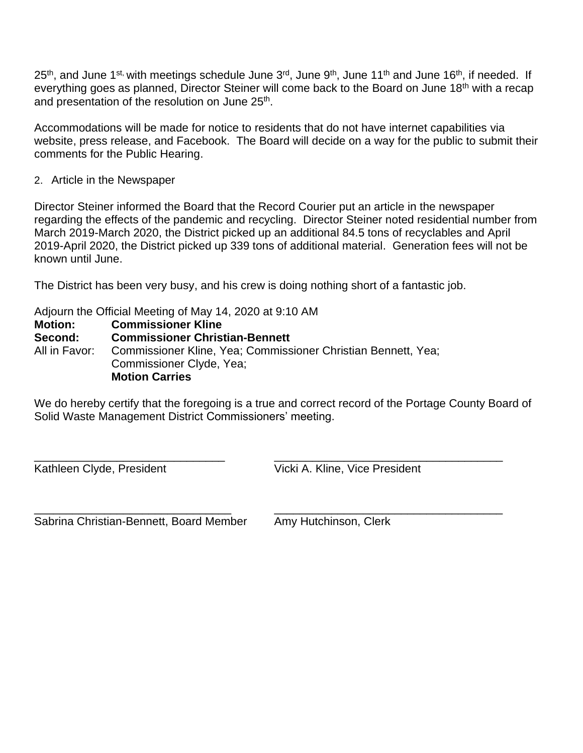25th, and June 1st, with meetings schedule June 3rd, June 9th, June 11th and June 16th, if needed. If everything goes as planned, Director Steiner will come back to the Board on June 18th with a recap and presentation of the resolution on June 25th.

Accommodations will be made for notice to residents that do not have internet capabilities via website, press release, and Facebook. The Board will decide on a way for the public to submit their comments for the Public Hearing.

2. Article in the Newspaper

Director Steiner informed the Board that the Record Courier put an article in the newspaper regarding the effects of the pandemic and recycling. Director Steiner noted residential number from March 2019-March 2020, the District picked up an additional 84.5 tons of recyclables and April 2019-April 2020, the District picked up 339 tons of additional material. Generation fees will not be known until June.

The District has been very busy, and his crew is doing nothing short of a fantastic job.

Adjourn the Official Meeting of May 14, 2020 at 9:10 AM

| | |
|---|---|
| **Motion:** | **Commissioner Kline** |
| **Second:** | **Commissioner Christian-Bennett** |
| All in Favor: | Commissioner Kline, Yea; Commissioner Christian Bennett, Yea; Commissioner Clyde, Yea; **Motion Carries** |

We do hereby certify that the foregoing is a true and correct record of the Portage County Board of Solid Waste Management District Commissioners' meeting.

_______________________________ Kathleen Clyde, President

_______________________________ Vicki A. Kline, Vice President

_______________________________ Sabrina Christian-Bennett, Board Member

_______________________________ Amy Hutchinson, Clerk